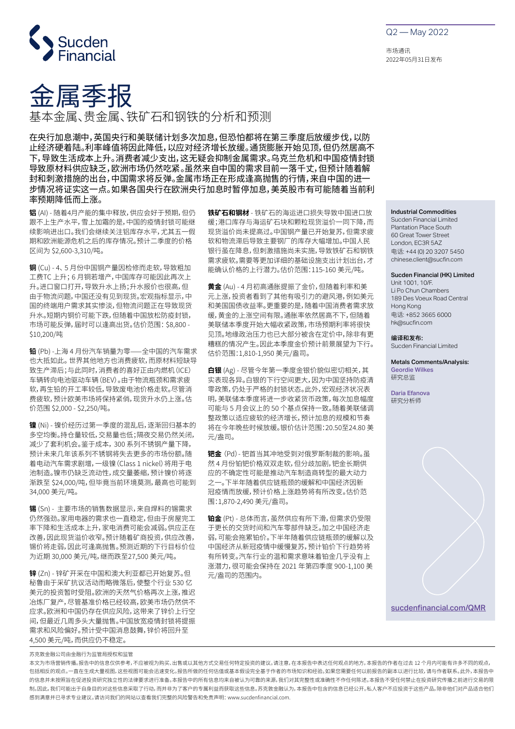Q2 — May 2022

市场通讯
2022年05月31日发布

# 金属季报

## 基本金属、贵金属、铁矿石和钢铁的分析和预测

**在央行加息潮中，英国央行和美联储计划多次加息，但恐怕都将在第三季度后放缓步伐，以防止经济硬着陆。利率峰值将因此降低，以应对经济增长放缓。通货膨胀开始见顶，但仍然居高不下，导致生活成本上升。消费者减少支出，这无疑会抑制金属需求。乌克兰危机和中国疫情封锁导致原材料供应短缺，欧洲市场仍然吃紧。虽然来自中国的需求目前一落千丈，但预计随着解封和刺激措施的出台，中国需求将反弹。金属市场正在形成逢高抛售的行情，来自中国的进一步情况将证实这一点。如果各国央行在欧洲央行加息时暂停加息，美英股市有可能随着当前利率预期降低而上涨。**

**铝** (Al) - 随着4月产能的集中释放，供应会好于预期，但仍跟不上生产水平，雪上加霜的是，中国的疫情封锁可能继续影响进出口。我们会继续关注铝库存水平，尤其五一假期和欧洲能源危机之后的库存情况。预计二季度的价格区间为 $2,600-3,310/吨。

**铜** (Cu) - 4、5 月份中国铜产量因检修而走软，导致粗加工费TC 上升；6 月铜若增产，中国库存可能因此再次上升。进口窗口打开，导致升水上扬；升水报价也很高，但由于物流问题，中国还没有见到现货。宏观指标显示，中国的终端用户需求其实惨淡，但物流问题正在导致现货升水。短期内铜价可能下跌，但随着中国放松防疫封锁，市场可能反弹，届时可以逢高出货。估价范围：$8,800 - $10,200/吨

**铅** (Pb) -上海 4 月份汽车销量为零——全中国的汽车需求也大抵如此。世界其他地方也消费疲软，而原材料短缺导致生产滞后；与此同时，消费者的喜好正由内燃机 (ICE) 车辆转向电池驱动车辆 (BEV)。由于物流瓶颈和需求疲软，再生铅的开工率较低，导致废电池价格走软。尽管消费疲软，预计欧美市场将保持紧俏，现货升水仍上涨。估价范围 $2,000 - $2,250/吨。

**镍** (Ni) - 镍价经历过第一季度的混乱后，逐渐回归基本的多空均衡。持仓量较低，交易量也低；隔夜交易仍然关闭，减少了套利机会。鉴于成本，300 系列不锈钢产量下降，预计未来几年该系列不锈钢将失去更多的市场份额。随着电动汽车需求剧增，一级镍 (Class 1 nickel) 将用于电池制造。镍市仍缺乏流动性，成交量萎缩，预计镍价将逐渐跌至 $24,000/吨，但毕竟当前环境莫测，最高也可能到 34,000 美元/吨。

**锡** (Sn) - 主要市场的销售数据显示，来自焊料的锡需求仍然强劲。家用电器的需求也一直稳定，但由于房屋完工率下降和生活成本上升，家电消费可能会减弱。供应正在改善，因此现货溢价收窄。预计随着矿商投资，供应改善，锡价将走弱，因此可逢高抛售。预测近期的下行目标价位为近期 30,000 美元/吨，继而跌至27,500 美元/吨。

**锌** (Zn) - 锌矿开采在中国和澳大利亚都已开始复苏。但秘鲁由于采矿抗议活动而略微落后，使整个行业 530 亿美元的投资暂时受阻。欧洲的天然气价格再次上涨，推迟冶炼厂复产，尽管基准价格已经较高，欧美市场仍然供不应求。欧洲和中国仍存在供应风险，这带来了锌价上行空间，但最近几周多头大量抛售。中国放宽疫情封锁将提振需求和风险偏好。预计受中国消息鼓舞，锌价将回升至 4,500 美元/吨，而供应仍不稳定。

**铁矿石和钢材** - 铁矿石的海运进口损失导致中国进口放缓；港口库存与海运矿石块和颗粒现货溢价一同下降，而现货溢价尚未提高过。中国钢产量已开始复苏，但需求疲软和物流滞后导致主要钢厂的库存大幅增加。中国人民银行虽在降息，但刺激措施尚未实施，导致铁矿石和钢铁需求疲软。需要更加详细的基础设施支出计划出台，才能确认价格的上行潜力。估价范围：115-160 美元/吨。

**黄金** (Au) - 4 月初高通胀提振了金价，但随着利率和美元上涨，投资者看到了其他有吸引力的避风港，例如美元和美国国债收益率。更重要的是，随着中国消费者需求放缓，黄金的上涨空间有限。通胀率依然居高不下，但随着美联储本季度开始大幅收紧政策，市场预期利率将很快见顶。地缘政治压力也已大部分被含在定价中，除非有更糟糕的情况产生。因此本季度金价预计前景展望为下行。估价范围：1,810-1,950 美元/盎司。

**白银** (Ag) - 尽管今年第一季度金银价貌似密切相关，其实表现各异。白银的下行空间更大，因为中国坚持防疫清零政策，仍处于严格的封锁状态。此外，宏观经济状况表明，美联储本季度将进一步收紧货币政策，每次加息幅度可能与 5 月会议上的 50 个基点保持一致。随着美联储调整政策以适应疲软的经济增长，预计加息的规模和节奏将在今年晚些时候放缓。银价估计范围：20.50至24.80 美元/盎司。

**钯金** (Pd) - 钯首当其冲地受到对俄罗斯制裁的影响。虽然 4 月份铂钯价格双双走软，但分歧加剧，钯金长期供应的不确定性可能是推动汽车制造商转型的最大动力之一。下半年随着供应链瓶颈的缓解和中国经济因新冠疫情而放缓，预计价格上涨趋势将有所改变。估价范围：1,870-2,490 美元/盎司。

**铂金** (Pt) - 总体而言，虽然供应有所下滑，但需求仍受限于更长的交货时间和汽车零部件缺乏。加之中国经济走弱，可能会拖累铂价。下半年随着供应链瓶颈的缓解以及中国经济从新冠疫情中缓慢复苏，预计铂价下行趋势将有所转变。汽车行业的温和需求意味着铂金几乎没有上涨潜力，很可能会保持在 2021 年第四季度 900-1,100 美元/盎司的范围内。

**Industrial Commodities**
Sucden Financial Limited
Plantation Place South
60 Great Tower Street
London, EC3R 5AZ
电话: +44 (0) 20 3207 5450
chinese.client@sucfin.com

**Sucden Financial (HK) Limited**
Unit 1001, 10/F.
Li Po Chun Chambers
189 Des Voeux Road Central
Hong Kong
电话: +852 3665 6000
hk@sucfin.com

**编译和发布:**
Sucden Financial Limited

**Metals Comments/Analysis:**
Geordie Wilkes
研究总监

Daria Efanova
研究分析师

sucdenfinancial.com/QMR

苏克敦金融公司由金融行为监管局授权和监管

本文为市场营销传播。报告中的信息仅供参考，不应被视为购买、出售或以其他方式交易任何特定投资的建议。请注意，在本报告中表达任何观点的地方，本报告的作者在过去 12 个月内可能有许多不同的观点，包括相反的观点。一直在生成大量视图，这些视图可能会迅速变化。报告所做的任何估值或基本假设完全基于作者的市场知识和经验。如果您需要任何以前报告的副本以进行比较，请与作者联系。此外，本报告中的信息并未按照旨在促进投资研究独立性的法律要求进行准备。本报告中的所有信息均来自被认为可靠的来源，我们对其完整性或准确性不作任何陈述。本报告不受任何禁止在投资研究传播之前进行交易的限制。因此，我们可能出于自身目的对这些信息采取了行动，而并非为了客户的专属利益而获取这些信息。苏克敦金融认为，本报告中包含的信息已经公开。私人客户不应投资于这些产品，除非他们对产品适合他们感到满意并已寻求专业建议。请访问我们的网站以查看我们完整的风险警告和免责声明: www.sucdenfinancial.com.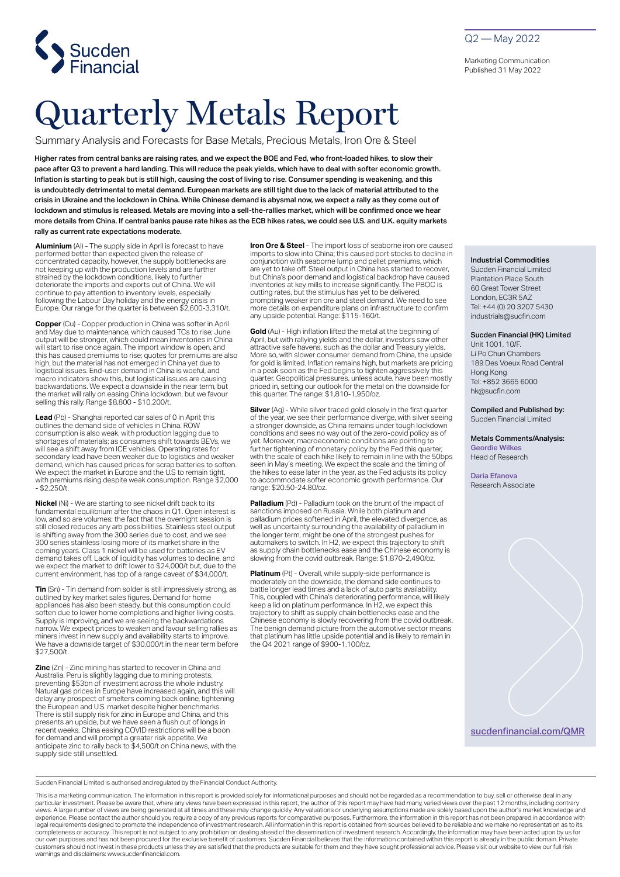Q2 — May 2022

Marketing Communication
Published 31 May 2022

# Quarterly Metals Report

Summary Analysis and Forecasts for Base Metals, Precious Metals, Iron Ore & Steel

**Higher rates from central banks are raising rates, and we expect the BOE and Fed, who front-loaded hikes, to slow their pace after Q3 to prevent a hard landing. This will reduce the peak yields, which have to deal with softer economic growth. Inflation is starting to peak but is still high, causing the cost of living to rise. Consumer spending is weakening, and this is undoubtedly detrimental to metal demand. European markets are still tight due to the lack of material attributed to the crisis in Ukraine and the lockdown in China. While Chinese demand is abysmal now, we expect a rally as they come out of lockdown and stimulus is released. Metals are moving into a sell-the-rallies market, which will be confirmed once we hear more details from China. If central banks pause rate hikes as the ECB hikes rates, we could see U.S. and U.K. equity markets rally as current rate expectations moderate.**

**Aluminium** (Al) - The supply side in April is forecast to have performed better than expected given the release of concentrated capacity, however, the supply bottlenecks are not keeping up with the production levels and are further strained by the lockdown conditions, likely to further deteriorate the imports and exports out of China. We will continue to pay attention to inventory levels, especially following the Labour Day holiday and the energy crisis in Europe. Our range for the quarter is between $2,600-3,310/t.

**Copper** (Cu) - Copper production in China was softer in April and May due to maintenance, which caused TCs to rise; June output will be stronger, which could mean inventories in China will start to rise once again. The import window is open, and this has caused premiums to rise; quotes for premiums are also high, but the material has not emerged in China yet due to logistical issues. End-user demand in China is woeful, and macro indicators show this, but logistical issues are causing backwardations. We expect a downside in the near term, but the market will rally on easing China lockdown, but we favour selling this rally. Range $8,800 - $10,200/t.

**Lead** (Pb) - Shanghai reported car sales of 0 in April; this outlines the demand side of vehicles in China. ROW consumption is also weak, with production lagging due to shortages of materials; as consumers shift towards BEVs, we will see a shift away from ICE vehicles. Operating rates for secondary lead have been weaker due to logistics and weaker demand, which has caused prices for scrap batteries to soften. We expect the market in Europe and the U.S to remain tight, with premiums rising despite weak consumption. Range $2,000 - $2,250/t.

**Nickel** (Ni) - We are starting to see nickel drift back to its fundamental equilibrium after the chaos in Q1. Open interest is low, and so are volumes; the fact that the overnight session is still closed reduces any arb possibilities. Stainless steel output is shifting away from the 300 series due to cost, and we see 300 series stainless losing more of its market share in the coming years. Class 1 nickel will be used for batteries as EV demand takes off. Lack of liquidity has volumes to decline, and we expect the market to drift lower to $24,000/t but, due to the current environment, has top of a range caveat of $34,000/t.

**Tin** (Sn) - Tin demand from solder is still impressively strong, as outlined by key market sales figures. Demand for home appliances has also been steady, but this consumption could soften due to lower home completions and higher living costs. Supply is improving, and we are seeing the backwardations narrow. We expect prices to weaken and favour selling rallies as miners invest in new supply and availability starts to improve. We have a downside target of $30,000/t in the near term before $27,500/t.

**Zinc** (Zn) - Zinc mining has started to recover in China and Australia. Peru is slightly lagging due to mining protests, preventing $53bn of investment across the whole industry. Natural gas prices in Europe have increased again, and this will delay any prospect of smelters coming back online, tightening the European and U.S. market despite higher benchmarks. There is still supply risk for zinc in Europe and China, and this presents an upside, but we have seen a flush out of longs in recent weeks. China easing COVID restrictions will be a boon for demand and will prompt a greater risk appetite. We anticipate zinc to rally back to $4,500/t on China news, with the supply side still unsettled.

**Iron Ore & Steel** - The import loss of seaborne iron ore caused imports to slow into China; this caused port stocks to decline in conjunction with seaborne lump and pellet premiums, which are yet to take off. Steel output in China has started to recover, but China's poor demand and logistical backdrop have caused inventories at key mills to increase significantly. The PBOC is cutting rates, but the stimulus has yet to be delivered, prompting weaker iron ore and steel demand. We need to see more details on expenditure plans on infrastructure to confirm any upside potential. Range: $115-160/t.

**Gold** (Au) - High inflation lifted the metal at the beginning of April, but with rallying yields and the dollar, investors saw other attractive safe havens, such as the dollar and Treasury yields. More so, with slower consumer demand from China, the upside for gold is limited. Inflation remains high, but markets are pricing in a peak soon as the Fed begins to tighten aggressively this quarter. Geopolitical pressures, unless acute, have been mostly priced in, setting our outlook for the metal on the downside for this quarter. The range: $1,810-1,950/oz.

**Silver** (Ag) - While silver traced gold closely in the first quarter of the year, we see their performance diverge, with silver seeing a stronger downside, as China remains under tough lockdown conditions and sees no way out of the zero-covid policy as of yet. Moreover, macroeconomic conditions are pointing to further tightening of monetary policy by the Fed this quarter, with the scale of each hike likely to remain in line with the 50bps seen in May's meeting. We expect the scale and the timing of the hikes to ease later in the year, as the Fed adjusts its policy to accommodate softer economic growth performance. Our range: $20.50-24.80/oz.

**Palladium** (Pd) - Palladium took on the brunt of the impact of sanctions imposed on Russia. While both platinum and palladium prices softened in April, the elevated divergence, as well as uncertainty surrounding the availability of palladium in the longer term, might be one of the strongest pushes for automakers to switch. In H2, we expect this trajectory to shift as supply chain bottlenecks ease and the Chinese economy is slowing from the covid outbreak. Range: $1,870-2,490/oz.

**Platinum** (Pt) - Overall, while supply-side performance is moderately on the downside, the demand side continues to battle longer lead times and a lack of auto parts availability. This, coupled with China's deteriorating performance, will likely keep a lid on platinum performance. In H2, we expect this trajectory to shift as supply chain bottlenecks ease and the Chinese economy is slowly recovering from the covid outbreak. The benign demand picture from the automotive sector means that platinum has little upside potential and is likely to remain in the Q4 2021 range of $900-1,100/oz.

**Industrial Commodities**
Sucden Financial Limited
Plantation Place South
60 Great Tower Street
London, EC3R 5AZ
Tel: +44 (0) 20 3207 5430
industrials@sucfin.com

**Sucden Financial (HK) Limited**
Unit 1001, 10/F.
Li Po Chun Chambers
189 Des Voeux Road Central
Hong Kong
Tel: +852 3665 6000
hk@sucfin.com

**Compiled and Published by:**
Sucden Financial Limited

**Metals Comments/Analysis:**
Geordie Wilkes
Head of Research

Daria Efanova
Research Associate

sucdenfinancial.com/QMR

Sucden Financial Limited is authorised and regulated by the Financial Conduct Authority.

This is a marketing communication. The information in this report is provided solely for informational purposes and should not be regarded as a recommendation to buy, sell or otherwise deal in any particular investment. Please be aware that, where any views have been expressed in this report, the author of this report may have had many, varied views over the past 12 months, including contrary views. A large number of views are being generated at all times and these may change quickly. Any valuations or underlying assumptions made are solely based upon the author's market knowledge and experience. Please contact the author should you require a copy of any previous reports for comparative purposes. Furthermore, the information in this report has not been prepared in accordance with legal requirements designed to promote the independence of investment research. All information in this report is obtained from sources believed to be reliable and we make no representation as to its completeness or accuracy. This report is not subject to any prohibition on dealing ahead of the dissemination of investment research. Accordingly, the information may have been acted upon by us for our own purposes and has not been procured for the exclusive benefit of customers. Sucden Financial believes that the information contained within this report is already in the public domain. Private customers should not invest in these products unless they are satisfied that the products are suitable for them and they have sought professional advice. Please visit our website to view our full risk warnings and disclaimers: www.sucdenfinancial.com.